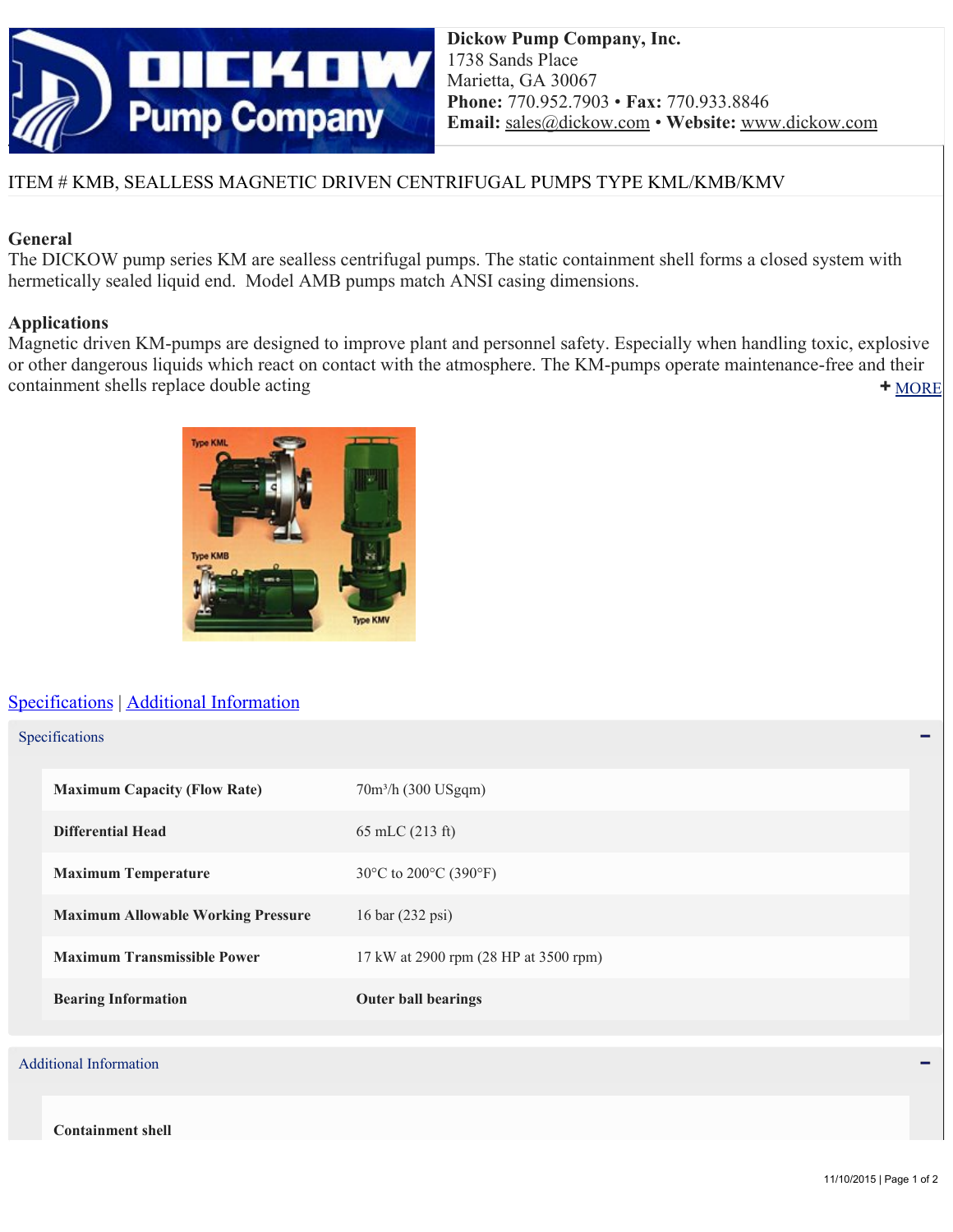**Dickow Pump Company, Inc.**
1738 Sands Place
Marietta, GA 30067
**Phone:** 770.952.7903 • **Fax:** 770.933.8846
**Email:** sales@dickow.com • **Website:** www.dickow.com

# ITEM # KMB, SEALLESS MAGNETIC DRIVEN CENTRIFUGAL PUMPS TYPE KML/KMB/KMV

## General

The DICKOW pump series KM are sealless centrifugal pumps. The static containment shell forms a closed system with hermetically sealed liquid end. Model AMB pumps match ANSI casing dimensions.

## Applications

Magnetic driven KM-pumps are designed to improve plant and personnel safety. Especially when handling toxic, explosive or other dangerous liquids which react on contact with the atmosphere. The KM-pumps operate maintenance-free and their containment shells replace double acting

+ MORE

Specifications | Additional Information

## Specifications

| | |
|---|---|
| **Maximum Capacity (Flow Rate)** | 70m³/h (300 USgqm) |
| **Differential Head** | 65 mLC (213 ft) |
| **Maximum Temperature** | 30°C to 200°C (390°F) |
| **Maximum Allowable Working Pressure** | 16 bar (232 psi) |
| **Maximum Transmissible Power** | 17 kW at 2900 rpm (28 HP at 3500 rpm) |
| **Bearing Information** | **Outer ball bearings** |

## Additional Information

**Containment shell**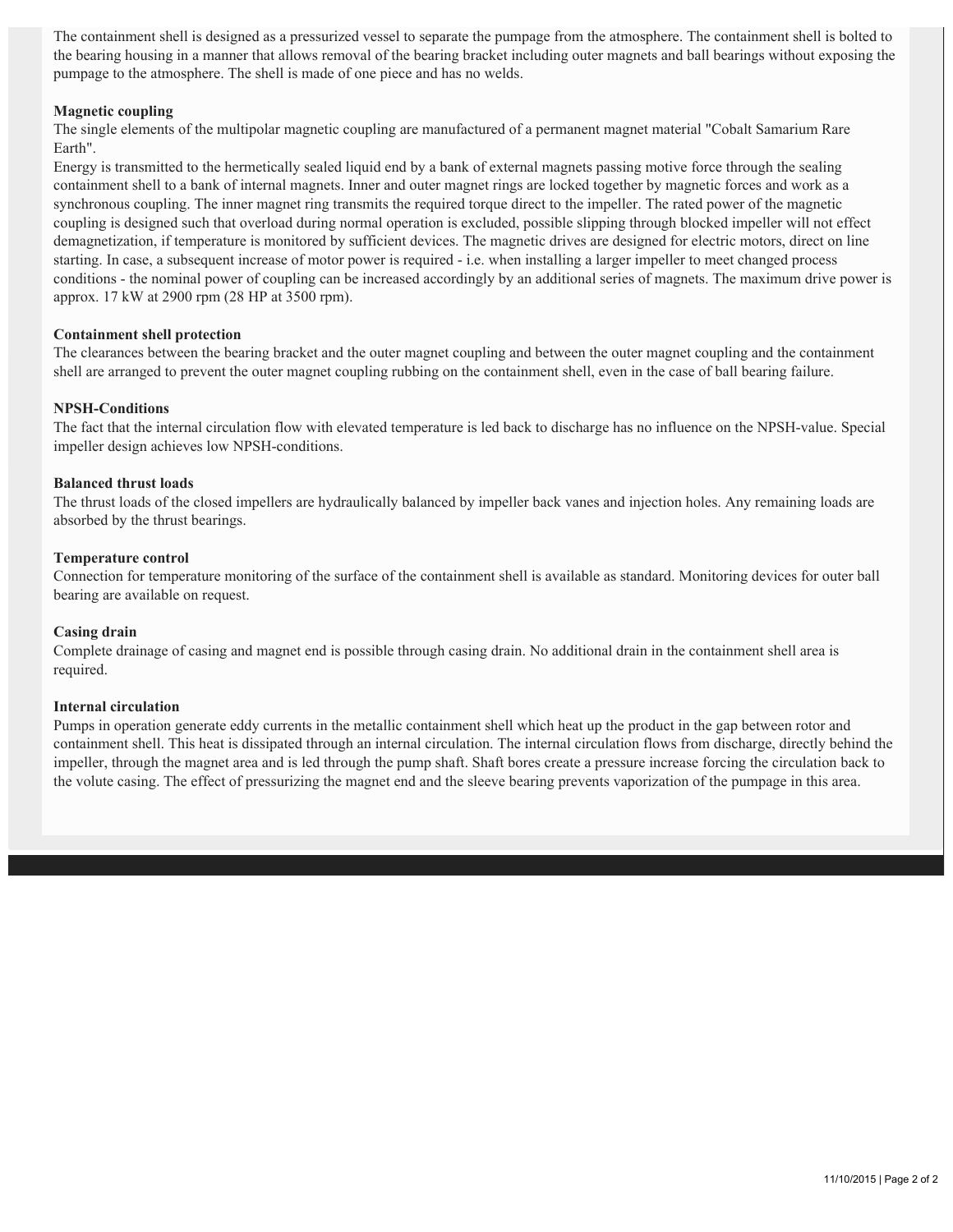The containment shell is designed as a pressurized vessel to separate the pumpage from the atmosphere. The containment shell is bolted to the bearing housing in a manner that allows removal of the bearing bracket including outer magnets and ball bearings without exposing the pumpage to the atmosphere. The shell is made of one piece and has no welds.

**Magnetic coupling**

The single elements of the multipolar magnetic coupling are manufactured of a permanent magnet material "Cobalt Samarium Rare Earth".

Energy is transmitted to the hermetically sealed liquid end by a bank of external magnets passing motive force through the sealing containment shell to a bank of internal magnets. Inner and outer magnet rings are locked together by magnetic forces and work as a synchronous coupling. The inner magnet ring transmits the required torque direct to the impeller. The rated power of the magnetic coupling is designed such that overload during normal operation is excluded, possible slipping through blocked impeller will not effect demagnetization, if temperature is monitored by sufficient devices. The magnetic drives are designed for electric motors, direct on line starting. In case, a subsequent increase of motor power is required - i.e. when installing a larger impeller to meet changed process conditions - the nominal power of coupling can be increased accordingly by an additional series of magnets. The maximum drive power is approx. 17 kW at 2900 rpm (28 HP at 3500 rpm).

**Containment shell protection**

The clearances between the bearing bracket and the outer magnet coupling and between the outer magnet coupling and the containment shell are arranged to prevent the outer magnet coupling rubbing on the containment shell, even in the case of ball bearing failure.

**NPSH-Conditions**

The fact that the internal circulation flow with elevated temperature is led back to discharge has no influence on the NPSH-value. Special impeller design achieves low NPSH-conditions.

**Balanced thrust loads**

The thrust loads of the closed impellers are hydraulically balanced by impeller back vanes and injection holes. Any remaining loads are absorbed by the thrust bearings.

**Temperature control**

Connection for temperature monitoring of the surface of the containment shell is available as standard. Monitoring devices for outer ball bearing are available on request.

**Casing drain**

Complete drainage of casing and magnet end is possible through casing drain. No additional drain in the containment shell area is required.

**Internal circulation**

Pumps in operation generate eddy currents in the metallic containment shell which heat up the product in the gap between rotor and containment shell. This heat is dissipated through an internal circulation. The internal circulation flows from discharge, directly behind the impeller, through the magnet area and is led through the pump shaft. Shaft bores create a pressure increase forcing the circulation back to the volute casing. The effect of pressurizing the magnet end and the sleeve bearing prevents vaporization of the pumpage in this area.